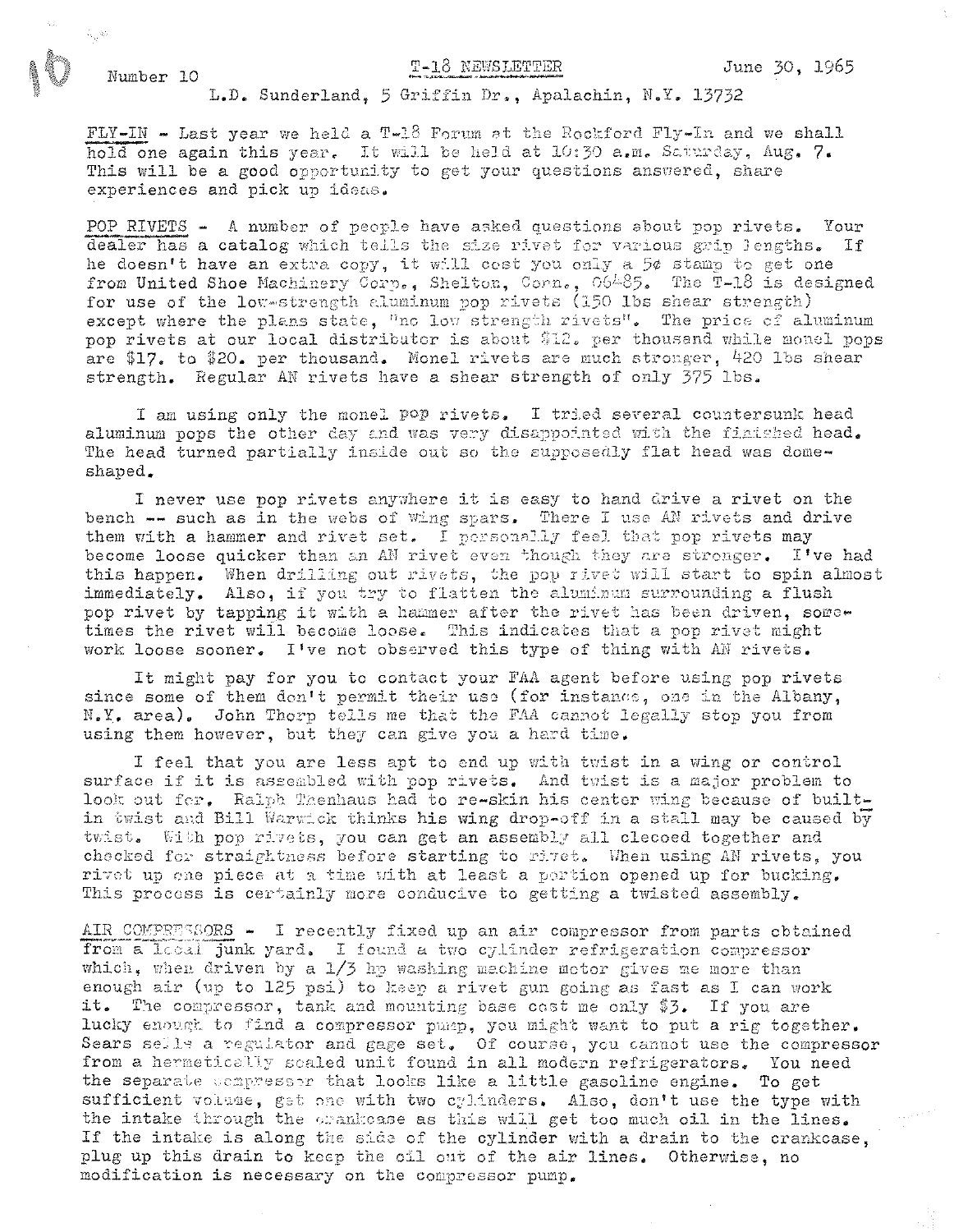Number 10 **T-18 NEWSLETTER** June 30, 1965

L.D. Sunderland, 5 Griffin Dr., Apalachin, N.Y. 13732

FLY-IN - Last year we held a T-18 Forum at the Rockford Fly-In and we shall hold one again this year. It will be held at 10:30 a.m. Saturday, Aug. 7. This will be a good opportunity to get your questions answered, share experiences and pick up ideas.

POP RIVETS - A number of people have asked questions about pop rivets. Your dealer has a catalog which tells the size rivet for various grip lengths. If he doesn't have an extra copy, it will cost you only a 5¢ stamp to get one from United Shoe Machinery Corp., Shelton, Conn., 06485. The T-18 is designed for use of the low-strength aluminum pop rivets (150 lbs shear strength) except where the plans state, "no low strength rivets". The price of aluminum pop rivets at our local distributor is about $12. per thousand while monel pops are $17. to $20. per thousand. Monel rivets are much stronger, 420 lbs shear strength. Regular AN rivets have a shear strength of only 375 lbs.

I am using only the monel pop rivets. I tried several countersunk head aluminum pops the other day and was very disappointed with the finished head. The head turned partially inside out so the supposedly flat head was dome-shaped.

I never use pop rivets anywhere it is easy to hand drive a rivet on the bench -- such as in the webs of wing spars. There I use AN rivets and drive them with a hammer and rivet set. I personally feel that pop rivets may become loose quicker than an AN rivet even though they are stronger. I've had this happen. When drilling out rivets, the pop rivet will start to spin almost immediately. Also, if you try to flatten the aluminum surrounding a flush pop rivet by tapping it with a hammer after the rivet has been driven, sometimes the rivet will become loose. This indicates that a pop rivet might work loose sooner. I've not observed this type of thing with AN rivets.

It might pay for you to contact your FAA agent before using pop rivets since some of them don't permit their use (for instance, one in the Albany, N.Y. area). John Thorp tells me that the FAA cannot legally stop you from using them however, but they can give you a hard time.

I feel that you are less apt to end up with twist in a wing or control surface if it is assembled with pop rivets. And twist is a major problem to look out for. Ralph Thenhaus had to re-skin his center wing because of built-in twist and Bill Warwick thinks his wing drop-off in a stall may be caused by twist. With pop rivets, you can get an assembly all clecoed together and checked for straightness before starting to rivet. When using AN rivets, you rivet up one piece at a time with at least a portion opened up for bucking. This process is certainly more conducive to getting a twisted assembly.

AIR COMPRESSORS - I recently fixed up an air compressor from parts obtained from a local junk yard. I found a two cylinder refrigeration compressor which, when driven by a 1/3 hp washing machine motor gives me more than enough air (up to 125 psi) to keep a rivet gun going as fast as I can work it. The compressor, tank and mounting base cost me only $3. If you are lucky enough to find a compressor pump, you might want to put a rig together. Sears sells a regulator and gage set. Of course, you cannot use the compressor from a hermetically sealed unit found in all modern refrigerators. You need the separate compressor that looks like a little gasoline engine. To get sufficient volume, get one with two cylinders. Also, don't use the type with the intake through the crankcase as this will get too much oil in the lines. If the intake is along the side of the cylinder with a drain to the crankcase, plug up this drain to keep the oil out of the air lines. Otherwise, no modification is necessary on the compressor pump.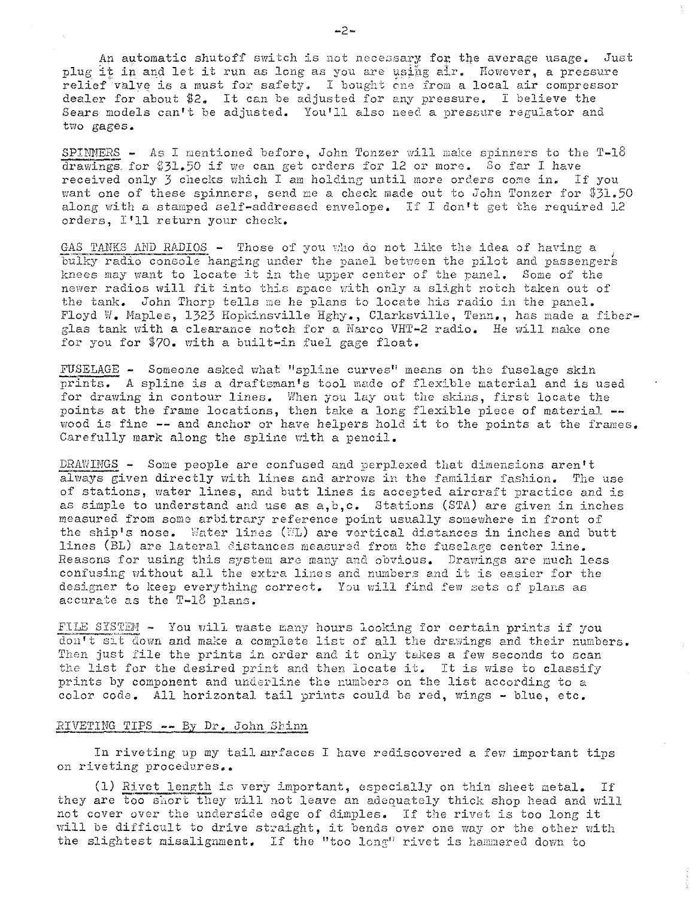An automatic shutoff switch is not necessary for the average usage. Just plug it in and let it run as long as you are using air. However, a pressure relief valve is a must for safety. I bought one from a local air compressor dealer for about $2. It can be adjusted for any pressure. I believe the Sears models can't be adjusted. You'll also need a pressure regulator and two gages.

SPINNERS - As I mentioned before, John Tonzer will make spinners to the T-18 drawings for $31.50 if we can get orders for 12 or more. So far I have received only 3 checks which I am holding until more orders come in. If you want one of these spinners, send me a check made out to John Tonzer for $31.50 along with a stamped self-addressed envelope. If I don't get the required 12 orders, I'll return your check.

GAS TANKS AND RADIOS - Those of you who do not like the idea of having a bulky radio console hanging under the panel between the pilot and passengers knees may want to locate it in the upper center of the panel. Some of the newer radios will fit into this space with only a slight notch taken out of the tank. John Thorp tells me he plans to locate his radio in the panel. Floyd W. Maples, 1323 Hopkinsville Hghy., Clarksville, Tenn., has made a fiberglas tank with a clearance notch for a Narco VHT-2 radio. He will make one for you for $70. with a built-in fuel gage float.

FUSELAGE - Someone asked what "spline curves" means on the fuselage skin prints. A spline is a draftsman's tool made of flexible material and is used for drawing in contour lines. When you lay out the skins, first locate the points at the frame locations, then take a long flexible piece of material -- wood is fine -- and anchor or have helpers hold it to the points at the frames. Carefully mark along the spline with a pencil.

DRAWINGS - Some people are confused and perplexed that dimensions aren't always given directly with lines and arrows in the familiar fashion. The use of stations, water lines, and butt lines is accepted aircraft practice and is as simple to understand and use as a,b,c. Stations (STA) are given in inches measured from some arbitrary reference point usually somewhere in front of the ship's nose. Water lines (WL) are vertical distances in inches and butt lines (BL) are lateral distances measured from the fuselage center line. Reasons for using this system are many and obvious. Drawings are much less confusing without all the extra lines and numbers and it is easier for the designer to keep everything correct. You will find few sets of plans as accurate as the T-18 plans.

FILE SYSTEM - You will waste many hours looking for certain prints if you don't sit down and make a complete list of all the drawings and their numbers. Then just file the prints in order and it only takes a few seconds to scan the list for the desired print and then locate it. It is wise to classify prints by component and underline the numbers on the list according to a color code. All horizontal tail prints could be red, wings - blue, etc.

RIVETING TIPS -- By Dr. John Shinn

In riveting up my tail surfaces I have rediscovered a few important tips on riveting procedures..

(1) Rivet length is very important, especially on thin sheet metal. If they are too short they will not leave an adequately thick shop head and will not cover over the underside edge of dimples. If the rivet is too long it will be difficult to drive straight, it bends over one way or the other with the slightest misalignment. If the "too long" rivet is hammered down to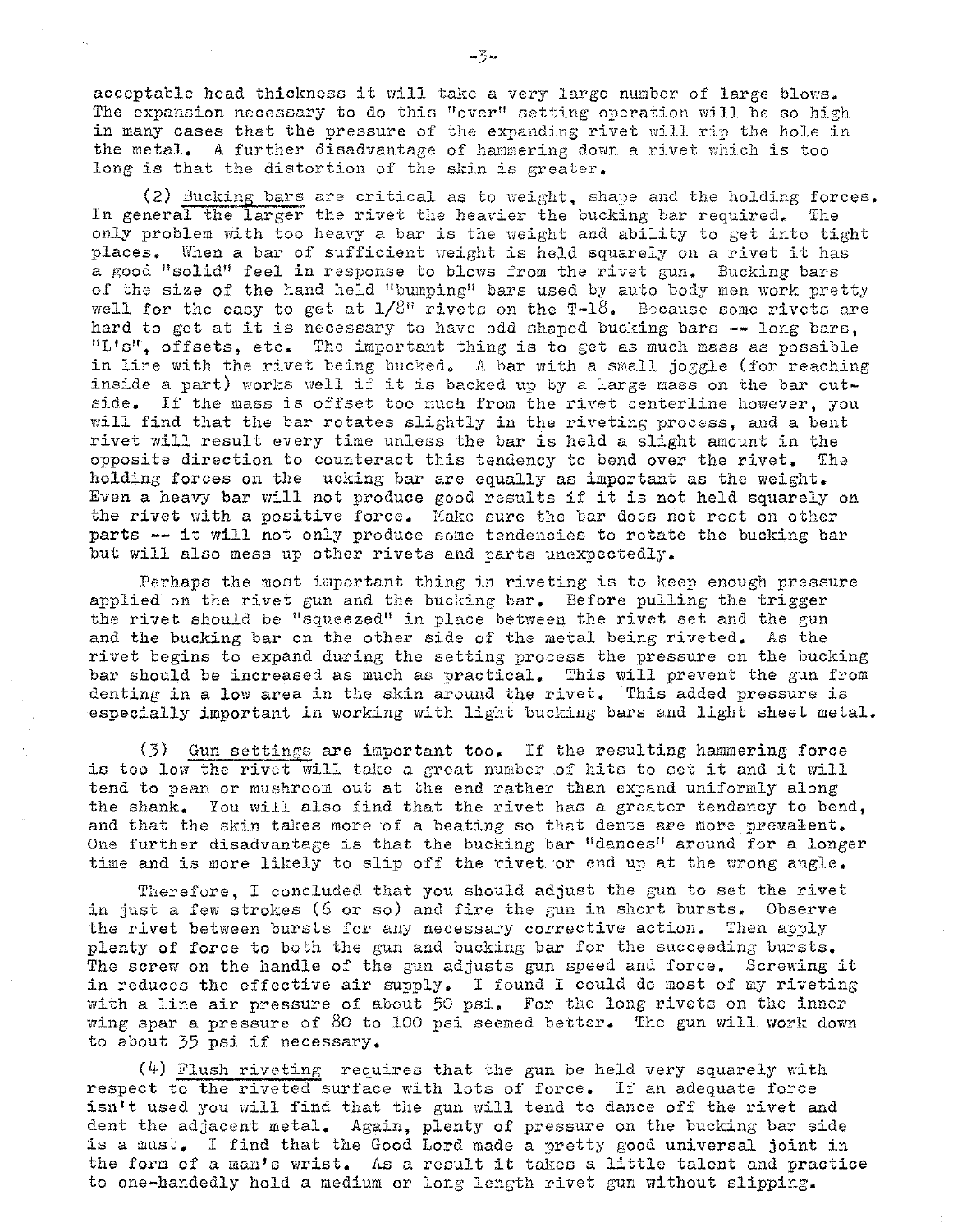acceptable head thickness it will take a very large number of large blows. The expansion necessary to do this "over" setting operation will be so high in many cases that the pressure of the expanding rivet will rip the hole in the metal. A further disadvantage of hammering down a rivet which is too long is that the distortion of the skin is greater.

(2) Bucking bars are critical as to weight, shape and the holding forces. In general the larger the rivet the heavier the bucking bar required. The only problem with too heavy a bar is the weight and ability to get into tight places. When a bar of sufficient weight is held squarely on a rivet it has a good "solid" feel in response to blows from the rivet gun. Bucking bars of the size of the hand held "bumping" bars used by auto body men work pretty well for the easy to get at 1/8" rivets on the T-18. Because some rivets are hard to get at it is necessary to have odd shaped bucking bars -- long bars, "L's", offsets, etc. The important thing is to get as much mass as possible in line with the rivet being bucked. A bar with a small joggle (for reaching inside a part) works well if it is backed up by a large mass on the bar outside. If the mass is offset too much from the rivet centerline however, you will find that the bar rotates slightly in the riveting process, and a bent rivet will result every time unless the bar is held a slight amount in the opposite direction to counteract this tendency to bend over the rivet. The holding forces on the ucking bar are equally as important as the weight. Even a heavy bar will not produce good results if it is not held squarely on the rivet with a positive force. Make sure the bar does not rest on other parts -- it will not only produce some tendencies to rotate the bucking bar but will also mess up other rivets and parts unexpectedly.

Perhaps the most important thing in riveting is to keep enough pressure applied on the rivet gun and the bucking bar. Before pulling the trigger the rivet should be "squeezed" in place between the rivet set and the gun and the bucking bar on the other side of the metal being riveted. As the rivet begins to expand during the setting process the pressure on the bucking bar should be increased as much as practical. This will prevent the gun from denting in a low area in the skin around the rivet. This added pressure is especially important in working with light bucking bars and light sheet metal.

(3) Gun settings are important too. If the resulting hammering force is too low the rivet will take a great number of hits to set it and it will tend to pean or mushroom out at the end rather than expand uniformly along the shank. You will also find that the rivet has a greater tendancy to bend, and that the skin takes more of a beating so that dents are more prevalent. One further disadvantage is that the bucking bar "dances" around for a longer time and is more likely to slip off the rivet or end up at the wrong angle.

Therefore, I concluded that you should adjust the gun to set the rivet in just a few strokes (6 or so) and fire the gun in short bursts. Observe the rivet between bursts for any necessary corrective action. Then apply plenty of force to both the gun and bucking bar for the succeeding bursts. The screw on the handle of the gun adjusts gun speed and force. Screwing it in reduces the effective air supply. I found I could do most of my riveting with a line air pressure of about 50 psi. For the long rivets on the inner wing spar a pressure of 80 to 100 psi seemed better. The gun will work down to about 35 psi if necessary.

(4) Flush riveting requires that the gun be held very squarely with respect to the riveted surface with lots of force. If an adequate force isn't used you will find that the gun will tend to dance off the rivet and dent the adjacent metal. Again, plenty of pressure on the bucking bar side is a must. I find that the Good Lord made a pretty good universal joint in the form of a man's wrist. As a result it takes a little talent and practice to one-handedly hold a medium or long length rivet gun without slipping.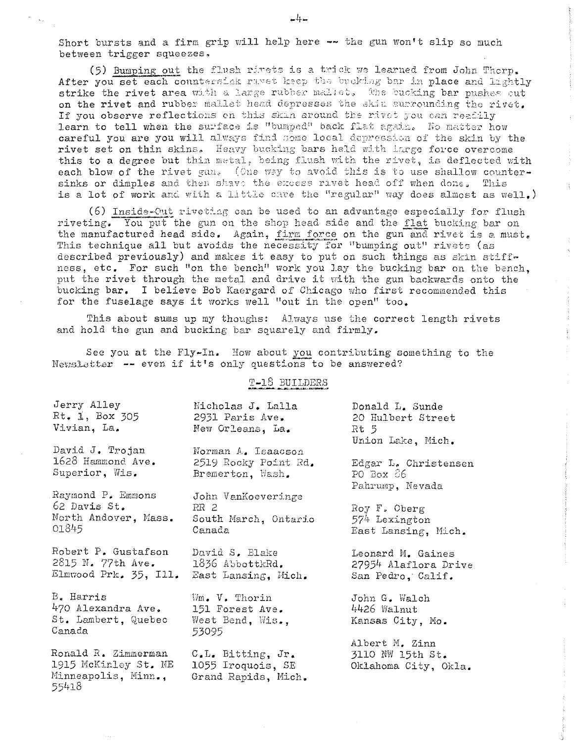Short bursts and a firm grip will help here -- the gun won't slip so much between trigger squeezes.

(5) Bumping out the flush rivets is a trick we learned from John Thorp. After you set each countersink rivet keep the bucking bar in place and lightly strike the rivet area with a large rubber mallet. The bucking bar pushes out on the rivet and rubber mallet head depresses the skin surrounding the rivet. If you observe reflections on this skin around the rivet you can readily learn to tell when the surface is "bumped" back flat again. No matter how careful you are you will always find some local depression of the skin by the rivet set on thin skins. Heavy bucking bars held with large force overcome this to a degree but thin metal, being flush with the rivet, is deflected with each blow of the rivet gun. (One way to avoid this is to use shallow countersinks or dimples and then shave the excess rivet head off when done. This is a lot of work and with a little care the "regular" way does almost as well.)

(6) Inside-Out riveting can be used to an advantage especially for flush riveting. You put the gun on the shop head side and the flat bucking bar on the manufactured head side. Again, firm force on the gun and rivet is a must. This technique all but avoids the necessity for "bumping out" rivets (as described previously) and makes it easy to put on such things as skin stiffness, etc. For such "on the bench" work you lay the bucking bar on the bench, put the rivet through the metal and drive it with the gun backwards onto the bucking bar. I believe Bob Kaergard of Chicago who first recommended this for the fuselage says it works well "out in the open" too.

This about sums up my thoughs: Always use the correct length rivets and hold the gun and bucking bar squarely and firmly.

See you at the Fly-In. How about you contributing something to the NewsLetter -- even if it's only questions to be answered?

## T-18 BUILDERS

Jerry Alley
Rt. 1, Box 305
Vivian, La.

David J. Trojan
1628 Hammond Ave.
Superior, Wis.

Raymond P. Emmons
62 Davis St.
North Andover, Mass.
01845

Robert P. Gustafson
2815 N. 77th Ave.
Elmwood Prk. 35, Ill.

B. Harris
470 Alexandra Ave.
St. Lambert, Quebec
Canada

Ronald R. Zimmerman
1915 McKinley St. NE
Minneapolis, Minn.,
55418

Nicholas J. Lalla
2931 Paris Ave.
New Orleans, La.

Norman A. Isaacson
2519 Rocky Point Rd.
Bremerton, Wash.

John VanKoeveringe
RR 2
South March, Ontario
Canada

David S. Blake
1836 AbbottkRd.
East Lansing, Mich.

Wm. V. Thorin
151 Forest Ave.
West Bend, Wis.,
53095

C.L. Bitting, Jr.
1055 Iroquois, SE
Grand Rapids, Mich.

Donald L. Sunde
20 Hulbert Street
Rt 5
Union Lake, Mich.

Edgar L. Christensen
PO Box 86
Pahrump, Nevada

Roy F. Oberg
574 Lexington
East Lansing, Mich.

Leonard M. Gaines
27954 Alaflora Drive
San Pedro, Calif.

John G. Walch
4426 Walnut
Kansas City, Mo.

Albert M. Zinn
3110 NW 15th St.
Oklahoma City, Okla.